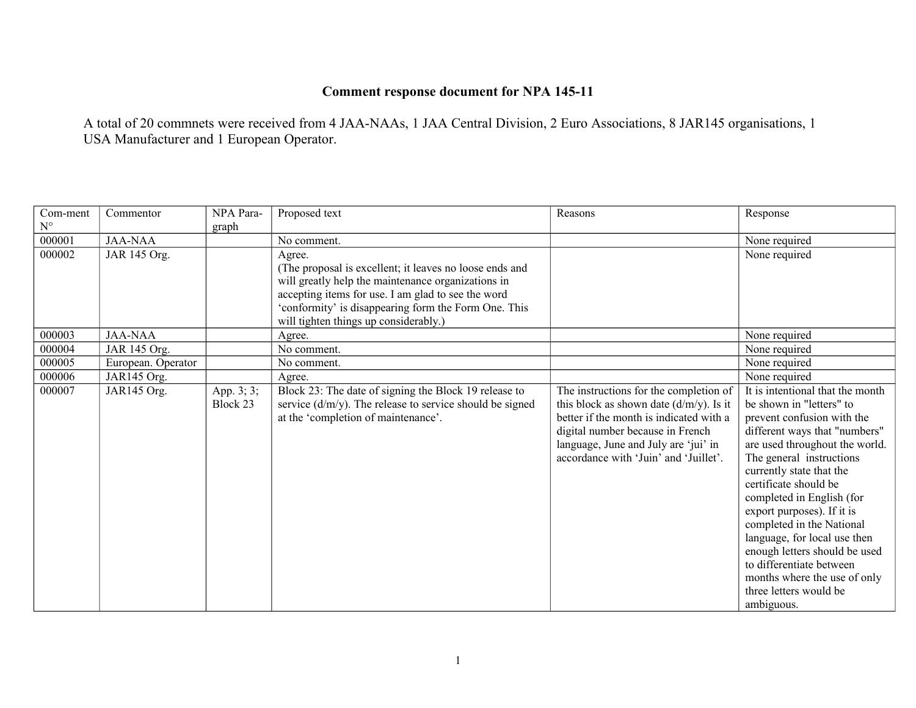# Comment response document for NPA 145-11

A total of 20 commnets were received from 4 JAA-NAAs, 1 JAA Central Division, 2 Euro Associations, 8 JAR145 organisations, 1 USA Manufacturer and 1 European Operator.

| Com-ment N° | Commentor | NPA Para-graph | Proposed text | Reasons | Response |
|---|---|---|---|---|---|
| 000001 | JAA-NAA | | No comment. | | None required |
| 000002 | JAR 145 Org. | | Agree.<br>(The proposal is excellent; it leaves no loose ends and will greatly help the maintenance organizations in accepting items for use. I am glad to see the word 'conformity' is disappearing form the Form One. This will tighten things up considerably.) | | None required |
| 000003 | JAA-NAA | | Agree. | | None required |
| 000004 | JAR 145 Org. | | No comment. | | None required |
| 000005 | European. Operator | | No comment. | | None required |
| 000006 | JAR145 Org. | | Agree. | | None required |
| 000007 | JAR145 Org. | App. 3; 3; Block 23 | Block 23: The date of signing the Block 19 release to service (d/m/y). The release to service should be signed at the 'completion of maintenance'. | The instructions for the completion of this block as shown date (d/m/y). Is it better if the month is indicated with a digital number because in French language, June and July are 'jui' in accordance with 'Juin' and 'Juillet'. | It is intentional that the month be shown in "letters" to prevent confusion with the different ways that "numbers" are used throughout the world. The general instructions currently state that the certificate should be completed in English (for export purposes). If it is completed in the National language, for local use then enough letters should be used to differentiate between months where the use of only three letters would be ambiguous. |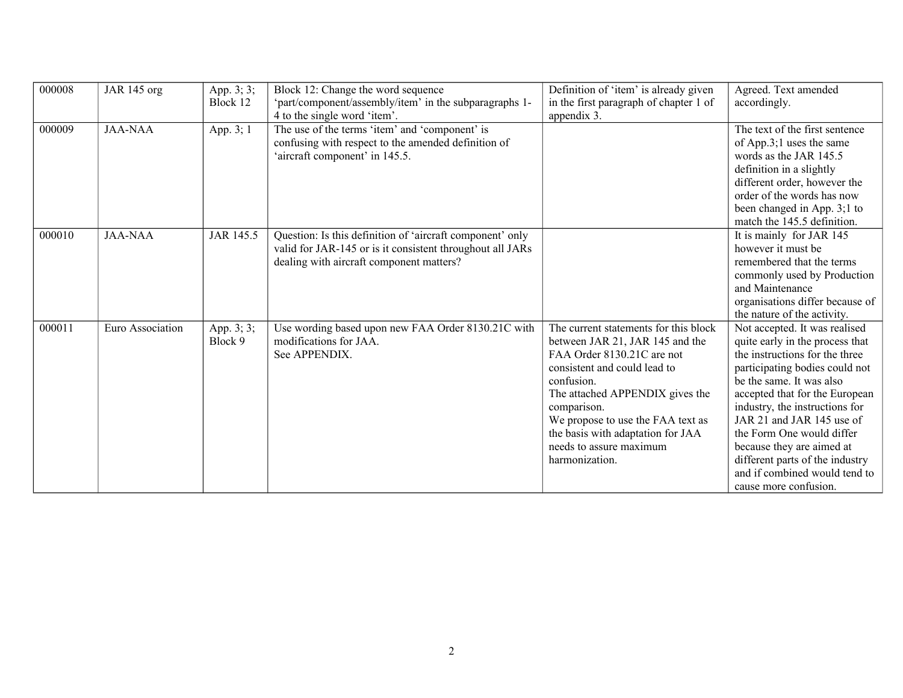| | | | | | |
|---|---|---|---|---|---|
| 000008 | JAR 145 org | App. 3; 3; Block 12 | Block 12: Change the word sequence 'part/component/assembly/item' in the subparagraphs 1-4 to the single word 'item'. | Definition of 'item' is already given in the first paragraph of chapter 1 of appendix 3. | Agreed. Text amended accordingly. |
| 000009 | JAA-NAA | App. 3; 1 | The use of the terms 'item' and 'component' is confusing with respect to the amended definition of 'aircraft component' in 145.5. | | The text of the first sentence of App.3;1 uses the same words as the JAR 145.5 definition in a slightly different order, however the order of the words has now been changed in App. 3;1 to match the 145.5 definition. |
| 000010 | JAA-NAA | JAR 145.5 | Question: Is this definition of 'aircraft component' only valid for JAR-145 or is it consistent throughout all JARs dealing with aircraft component matters? | | It is mainly for JAR 145 however it must be remembered that the terms commonly used by Production and Maintenance organisations differ because of the nature of the activity. |
| 000011 | Euro Association | App. 3; 3; Block 9 | Use wording based upon new FAA Order 8130.21C with modifications for JAA.<br>See APPENDIX. | The current statements for this block between JAR 21, JAR 145 and the FAA Order 8130.21C are not consistent and could lead to confusion.<br>The attached APPENDIX gives the comparison.<br>We propose to use the FAA text as the basis with adaptation for JAA needs to assure maximum harmonization. | Not accepted. It was realised quite early in the process that the instructions for the three participating bodies could not be the same. It was also accepted that for the European industry, the instructions for JAR 21 and JAR 145 use of the Form One would differ because they are aimed at different parts of the industry and if combined would tend to cause more confusion. |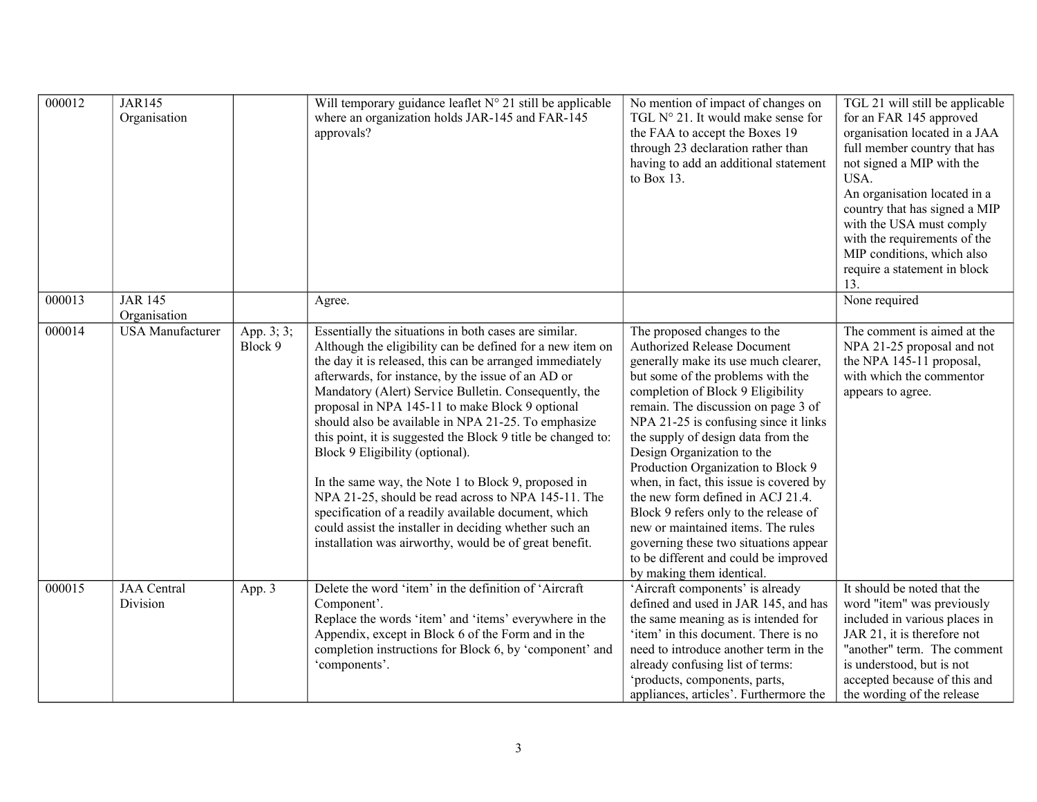| | | | | | |
|---|---|---|---|---|---|
| 000012 | JAR145 Organisation | | Will temporary guidance leaflet N° 21 still be applicable where an organization holds JAR-145 and FAR-145 approvals? | No mention of impact of changes on TGL N° 21. It would make sense for the FAA to accept the Boxes 19 through 23 declaration rather than having to add an additional statement to Box 13. | TGL 21 will still be applicable for an FAR 145 approved organisation located in a JAA full member country that has not signed a MIP with the USA.<br>An organisation located in a country that has signed a MIP with the USA must comply with the requirements of the MIP conditions, which also require a statement in block 13. |
| 000013 | JAR 145 Organisation | | Agree. | | None required |
| 000014 | USA Manufacturer | App. 3; 3; Block 9 | Essentially the situations in both cases are similar. Although the eligibility can be defined for a new item on the day it is released, this can be arranged immediately afterwards, for instance, by the issue of an AD or Mandatory (Alert) Service Bulletin. Consequently, the proposal in NPA 145-11 to make Block 9 optional should also be available in NPA 21-25. To emphasize this point, it is suggested the Block 9 title be changed to: Block 9 Eligibility (optional).<br><br>In the same way, the Note 1 to Block 9, proposed in NPA 21-25, should be read across to NPA 145-11. The specification of a readily available document, which could assist the installer in deciding whether such an installation was airworthy, would be of great benefit. | The proposed changes to the Authorized Release Document generally make its use much clearer, but some of the problems with the completion of Block 9 Eligibility remain. The discussion on page 3 of NPA 21-25 is confusing since it links the supply of design data from the Design Organization to the Production Organization to Block 9 when, in fact, this issue is covered by the new form defined in ACJ 21.4. Block 9 refers only to the release of new or maintained items. The rules governing these two situations appear to be different and could be improved by making them identical. | The comment is aimed at the NPA 21-25 proposal and not the NPA 145-11 proposal, with which the commentor appears to agree. |
| 000015 | JAA Central Division | App. 3 | Delete the word 'item' in the definition of 'Aircraft Component'.<br>Replace the words 'item' and 'items' everywhere in the Appendix, except in Block 6 of the Form and in the completion instructions for Block 6, by 'component' and 'components'. | 'Aircraft components' is already defined and used in JAR 145, and has the same meaning as is intended for 'item' in this document. There is no need to introduce another term in the already confusing list of terms: 'products, components, parts, appliances, articles'. Furthermore the | It should be noted that the word "item" was previously included in various places in JAR 21, it is therefore not "another" term. The comment is understood, but is not accepted because of this and the wording of the release |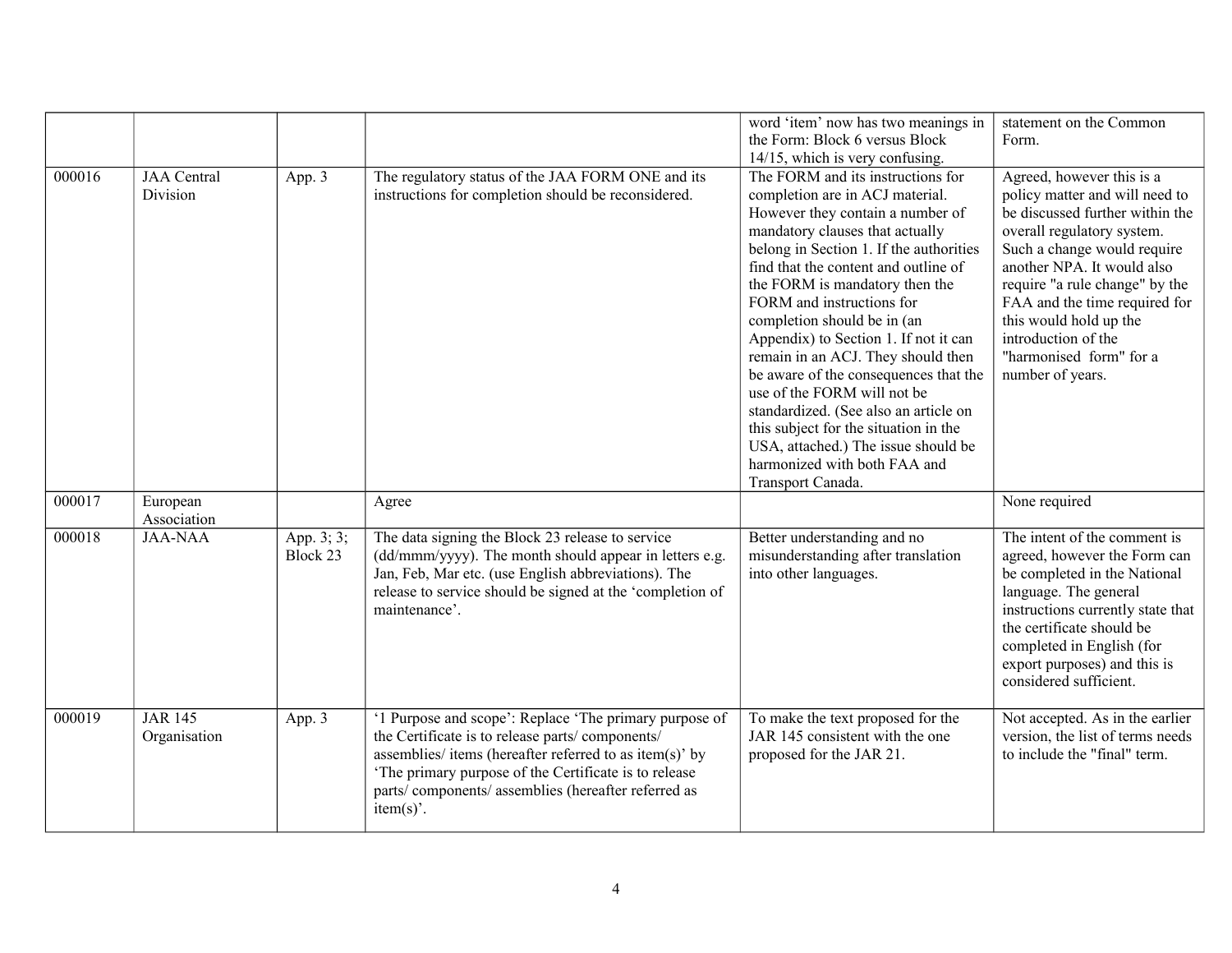| | | | | | |
|---|---|---|---|---|---|
| | | | | word 'item' now has two meanings in the Form: Block 6 versus Block 14/15, which is very confusing. | statement on the Common Form. |
| 000016 | JAA Central Division | App. 3 | The regulatory status of the JAA FORM ONE and its instructions for completion should be reconsidered. | The FORM and its instructions for completion are in ACJ material. However they contain a number of mandatory clauses that actually belong in Section 1. If the authorities find that the content and outline of the FORM is mandatory then the FORM and instructions for completion should be in (an Appendix) to Section 1. If not it can remain in an ACJ. They should then be aware of the consequences that the use of the FORM will not be standardized. (See also an article on this subject for the situation in the USA, attached.) The issue should be harmonized with both FAA and Transport Canada. | Agreed, however this is a policy matter and will need to be discussed further within the overall regulatory system. Such a change would require another NPA. It would also require "a rule change" by the FAA and the time required for this would hold up the introduction of the "harmonised form" for a number of years. |
| 000017 | European Association | | Agree | | None required |
| 000018 | JAA-NAA | App. 3; 3; Block 23 | The data signing the Block 23 release to service (dd/mmm/yyyy). The month should appear in letters e.g. Jan, Feb, Mar etc. (use English abbreviations). The release to service should be signed at the 'completion of maintenance'. | Better understanding and no misunderstanding after translation into other languages. | The intent of the comment is agreed, however the Form can be completed in the National language. The general instructions currently state that the certificate should be completed in English (for export purposes) and this is considered sufficient. |
| 000019 | JAR 145 Organisation | App. 3 | '1 Purpose and scope': Replace 'The primary purpose of the Certificate is to release parts/ components/ assemblies/ items (hereafter referred to as item(s)' by 'The primary purpose of the Certificate is to release parts/ components/ assemblies (hereafter referred as item(s)'. | To make the text proposed for the JAR 145 consistent with the one proposed for the JAR 21. | Not accepted. As in the earlier version, the list of terms needs to include the "final" term. |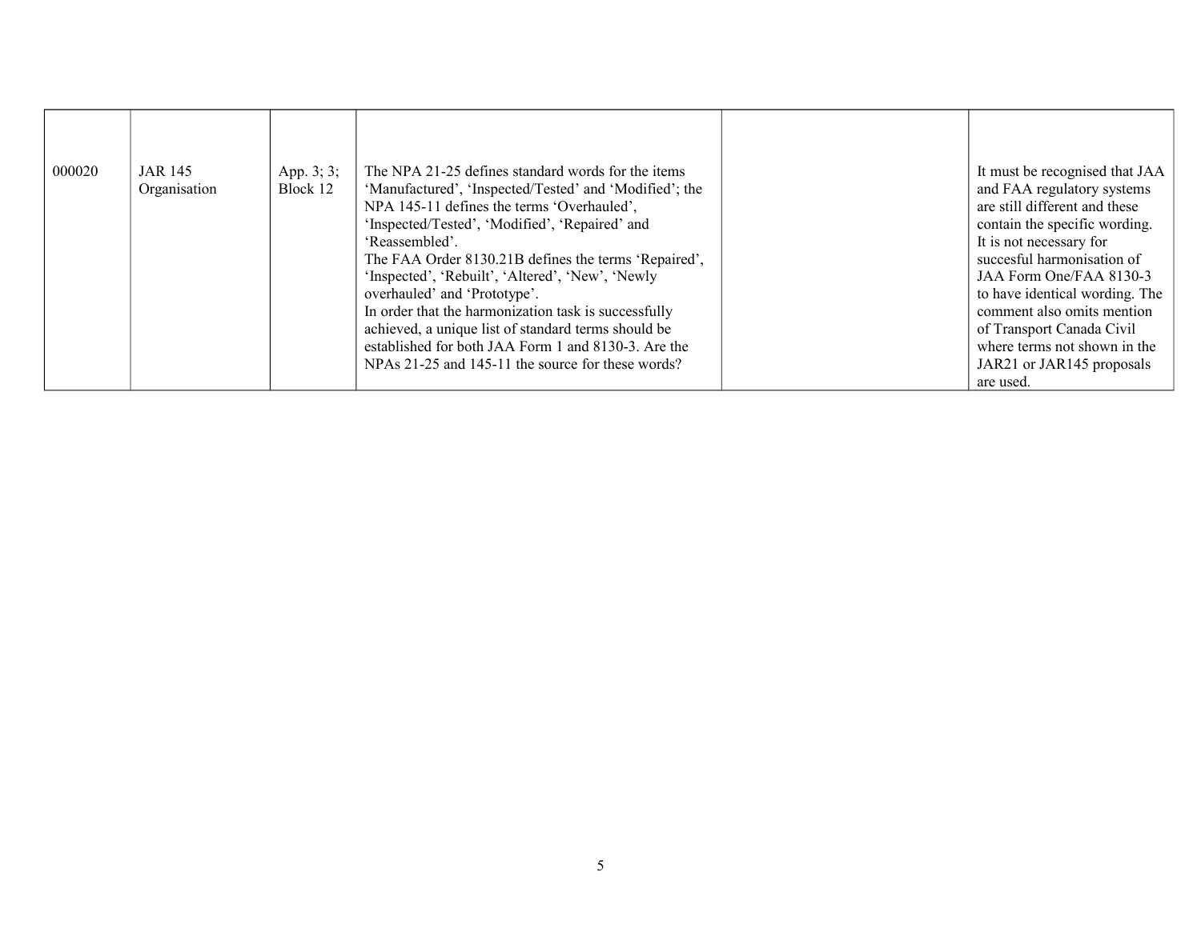| | | | | | |
|---|---|---|---|---|---|
| 000020 | JAR 145 Organisation | App. 3; 3; Block 12 | The NPA 21-25 defines standard words for the items 'Manufactured', 'Inspected/Tested' and 'Modified'; the NPA 145-11 defines the terms 'Overhauled', 'Inspected/Tested', 'Modified', 'Repaired' and 'Reassembled'. The FAA Order 8130.21B defines the terms 'Repaired', 'Inspected', 'Rebuilt', 'Altered', 'New', 'Newly overhauled' and 'Prototype'. In order that the harmonization task is successfully achieved, a unique list of standard terms should be established for both JAA Form 1 and 8130-3. Are the NPAs 21-25 and 145-11 the source for these words? | | It must be recognised that JAA and FAA regulatory systems are still different and these contain the specific wording. It is not necessary for succesful harmonisation of JAA Form One/FAA 8130-3 to have identical wording. The comment also omits mention of Transport Canada Civil where terms not shown in the JAR21 or JAR145 proposals are used. |